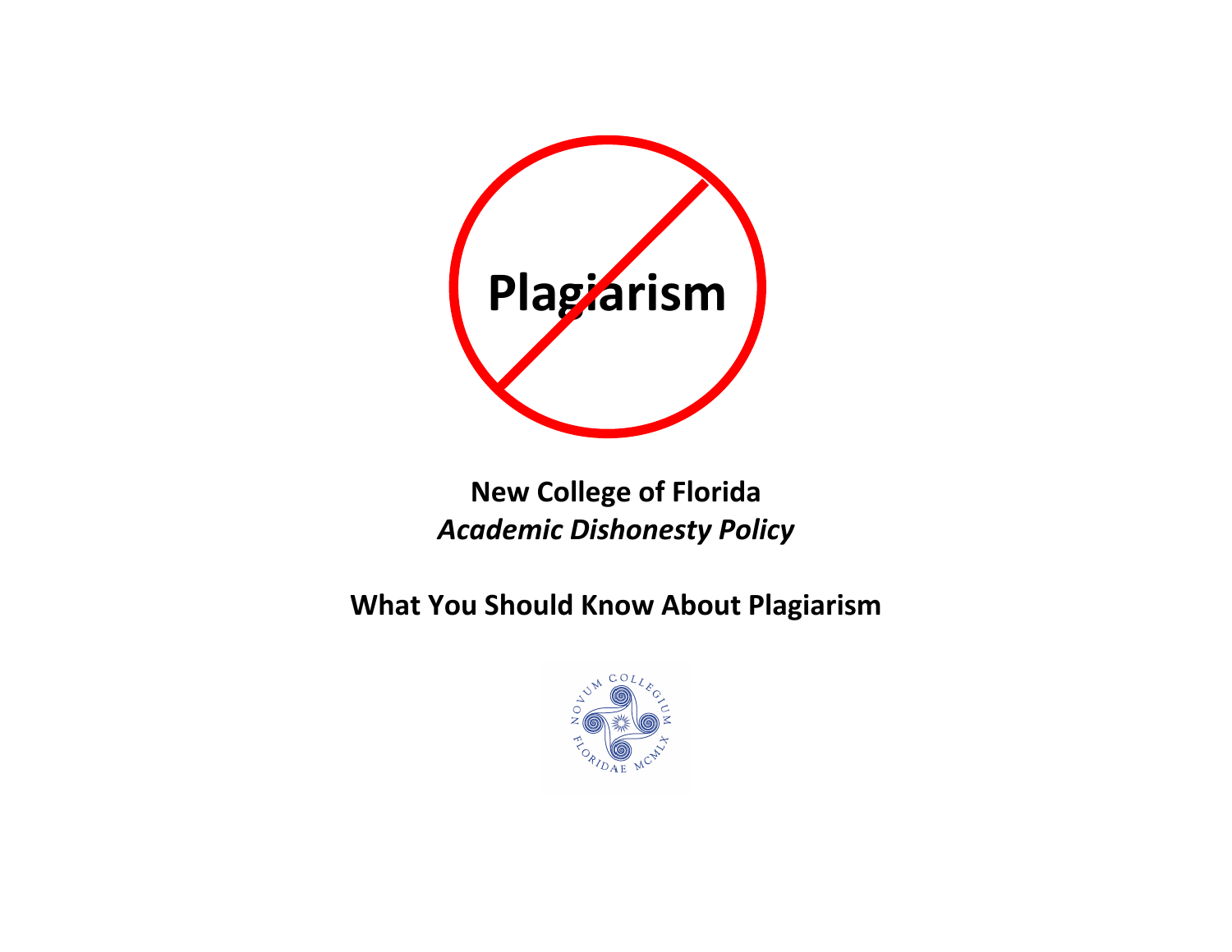Plagiarism

**New College of Florida**
***Academic Dishonesty Policy***

**What You Should Know About Plagiarism**

NOVUM COLLEGIUM FLORIDAE MCMLX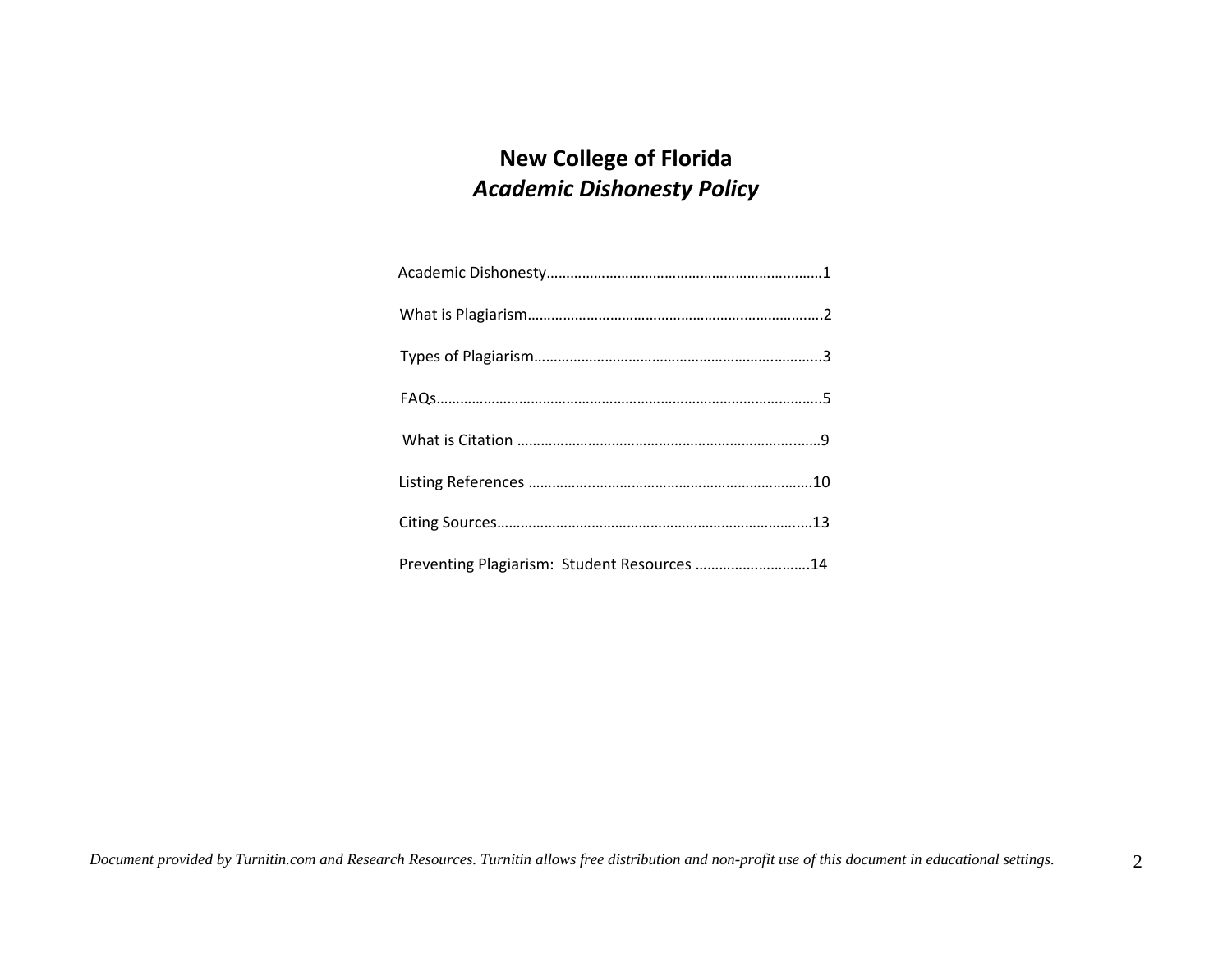# New College of Florida

## *Academic Dishonesty Policy*

Academic Dishonesty……………………………………………………………1

What is Plagiarism…………………………………………………………………2

Types of Plagiarism………………………………………………………………..3

FAQs………………………………………………………………………………………5

What is Citation ……………………………………………………………………9

Listing References ………………………………………………………………10

Citing Sources………………………………………………………………………13

Preventing Plagiarism: Student Resources ……………………….14

*Document provided by Turnitin.com and Research Resources. Turnitin allows free distribution and non-profit use of this document in educational settings.*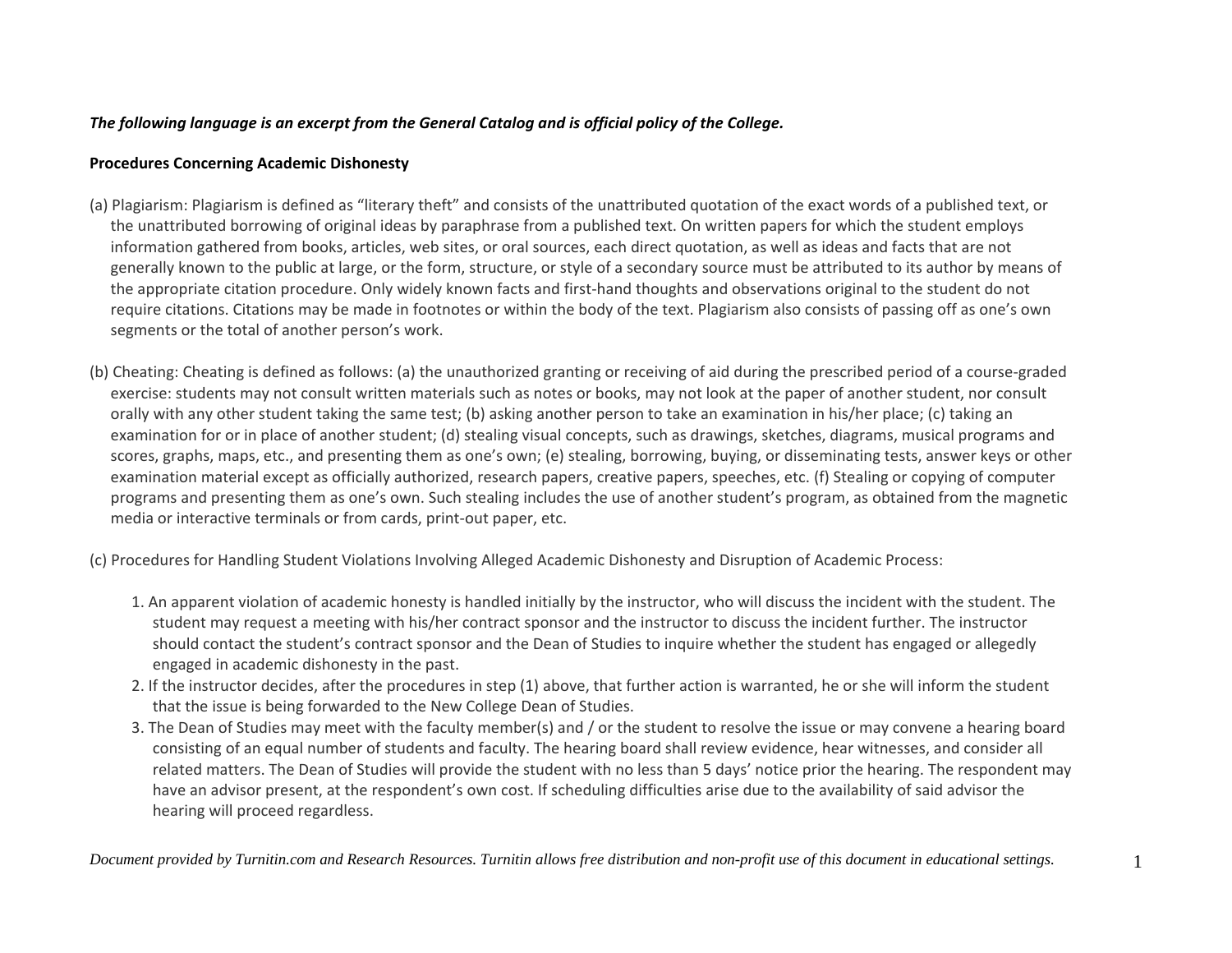***The following language is an excerpt from the General Catalog and is official policy of the College.***

**Procedures Concerning Academic Dishonesty**

(a) Plagiarism: Plagiarism is defined as "literary theft" and consists of the unattributed quotation of the exact words of a published text, or the unattributed borrowing of original ideas by paraphrase from a published text. On written papers for which the student employs information gathered from books, articles, web sites, or oral sources, each direct quotation, as well as ideas and facts that are not generally known to the public at large, or the form, structure, or style of a secondary source must be attributed to its author by means of the appropriate citation procedure. Only widely known facts and first-hand thoughts and observations original to the student do not require citations. Citations may be made in footnotes or within the body of the text. Plagiarism also consists of passing off as one's own segments or the total of another person's work.

(b) Cheating: Cheating is defined as follows: (a) the unauthorized granting or receiving of aid during the prescribed period of a course-graded exercise: students may not consult written materials such as notes or books, may not look at the paper of another student, nor consult orally with any other student taking the same test; (b) asking another person to take an examination in his/her place; (c) taking an examination for or in place of another student; (d) stealing visual concepts, such as drawings, sketches, diagrams, musical programs and scores, graphs, maps, etc., and presenting them as one's own; (e) stealing, borrowing, buying, or disseminating tests, answer keys or other examination material except as officially authorized, research papers, creative papers, speeches, etc. (f) Stealing or copying of computer programs and presenting them as one's own. Such stealing includes the use of another student's program, as obtained from the magnetic media or interactive terminals or from cards, print-out paper, etc.

(c) Procedures for Handling Student Violations Involving Alleged Academic Dishonesty and Disruption of Academic Process:

1. An apparent violation of academic honesty is handled initially by the instructor, who will discuss the incident with the student. The student may request a meeting with his/her contract sponsor and the instructor to discuss the incident further. The instructor should contact the student's contract sponsor and the Dean of Studies to inquire whether the student has engaged or allegedly engaged in academic dishonesty in the past.
2. If the instructor decides, after the procedures in step (1) above, that further action is warranted, he or she will inform the student that the issue is being forwarded to the New College Dean of Studies.
3. The Dean of Studies may meet with the faculty member(s) and / or the student to resolve the issue or may convene a hearing board consisting of an equal number of students and faculty. The hearing board shall review evidence, hear witnesses, and consider all related matters. The Dean of Studies will provide the student with no less than 5 days' notice prior the hearing. The respondent may have an advisor present, at the respondent's own cost. If scheduling difficulties arise due to the availability of said advisor the hearing will proceed regardless.

*Document provided by Turnitin.com and Research Resources. Turnitin allows free distribution and non-profit use of this document in educational settings.*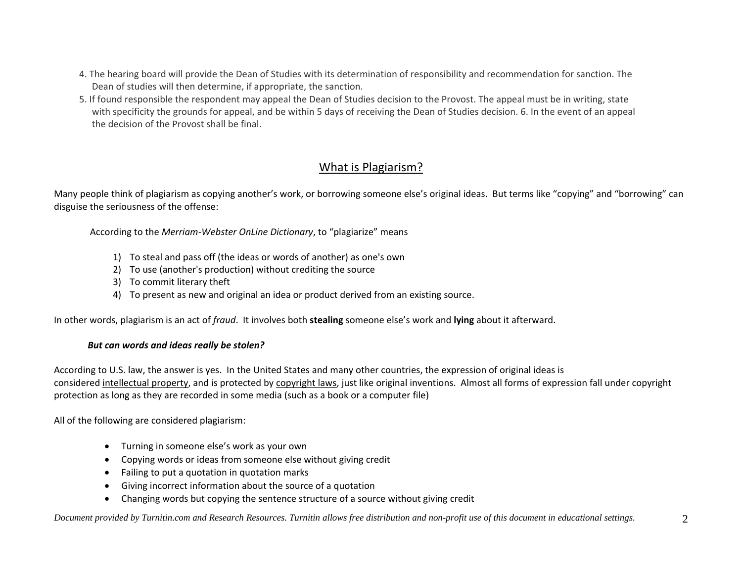4. The hearing board will provide the Dean of Studies with its determination of responsibility and recommendation for sanction. The Dean of studies will then determine, if appropriate, the sanction.
5. If found responsible the respondent may appeal the Dean of Studies decision to the Provost. The appeal must be in writing, state with specificity the grounds for appeal, and be within 5 days of receiving the Dean of Studies decision. 6. In the event of an appeal the decision of the Provost shall be final.

## What is Plagiarism?

Many people think of plagiarism as copying another's work, or borrowing someone else's original ideas. But terms like "copying" and "borrowing" can disguise the seriousness of the offense:

According to the *Merriam-Webster OnLine Dictionary*, to "plagiarize" means

1) To steal and pass off (the ideas or words of another) as one's own
2) To use (another's production) without crediting the source
3) To commit literary theft
4) To present as new and original an idea or product derived from an existing source.

In other words, plagiarism is an act of *fraud*. It involves both **stealing** someone else's work and **lying** about it afterward.

***But can words and ideas really be stolen?***

According to U.S. law, the answer is yes. In the United States and many other countries, the expression of original ideas is considered intellectual property, and is protected by copyright laws, just like original inventions. Almost all forms of expression fall under copyright protection as long as they are recorded in some media (such as a book or a computer file)

All of the following are considered plagiarism:

- Turning in someone else's work as your own
- Copying words or ideas from someone else without giving credit
- Failing to put a quotation in quotation marks
- Giving incorrect information about the source of a quotation
- Changing words but copying the sentence structure of a source without giving credit

*Document provided by Turnitin.com and Research Resources. Turnitin allows free distribution and non-profit use of this document in educational settings.*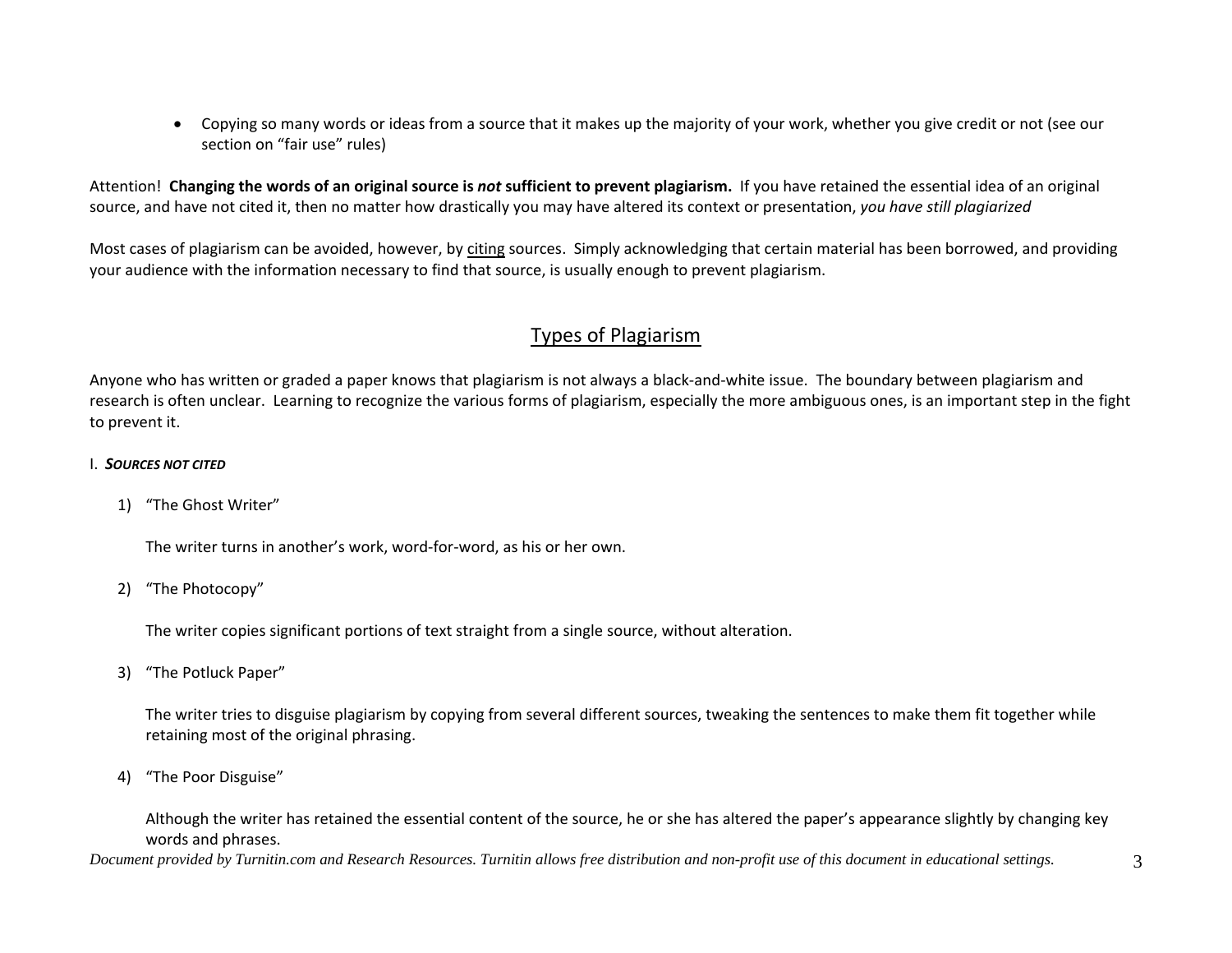- Copying so many words or ideas from a source that it makes up the majority of your work, whether you give credit or not (see our section on "fair use" rules)

Attention! **Changing the words of an original source is *not* sufficient to prevent plagiarism.** If you have retained the essential idea of an original source, and have not cited it, then no matter how drastically you may have altered its context or presentation, *you have still plagiarized*

Most cases of plagiarism can be avoided, however, by <u>citing</u> sources. Simply acknowledging that certain material has been borrowed, and providing your audience with the information necessary to find that source, is usually enough to prevent plagiarism.

## Types of Plagiarism

Anyone who has written or graded a paper knows that plagiarism is not always a black-and-white issue. The boundary between plagiarism and research is often unclear. Learning to recognize the various forms of plagiarism, especially the more ambiguous ones, is an important step in the fight to prevent it.

### I. *SOURCES NOT CITED*

1) "The Ghost Writer"

   The writer turns in another's work, word-for-word, as his or her own.

2) "The Photocopy"

   The writer copies significant portions of text straight from a single source, without alteration.

3) "The Potluck Paper"

   The writer tries to disguise plagiarism by copying from several different sources, tweaking the sentences to make them fit together while retaining most of the original phrasing.

4) "The Poor Disguise"

   Although the writer has retained the essential content of the source, he or she has altered the paper's appearance slightly by changing key words and phrases.

*Document provided by Turnitin.com and Research Resources. Turnitin allows free distribution and non-profit use of this document in educational settings.*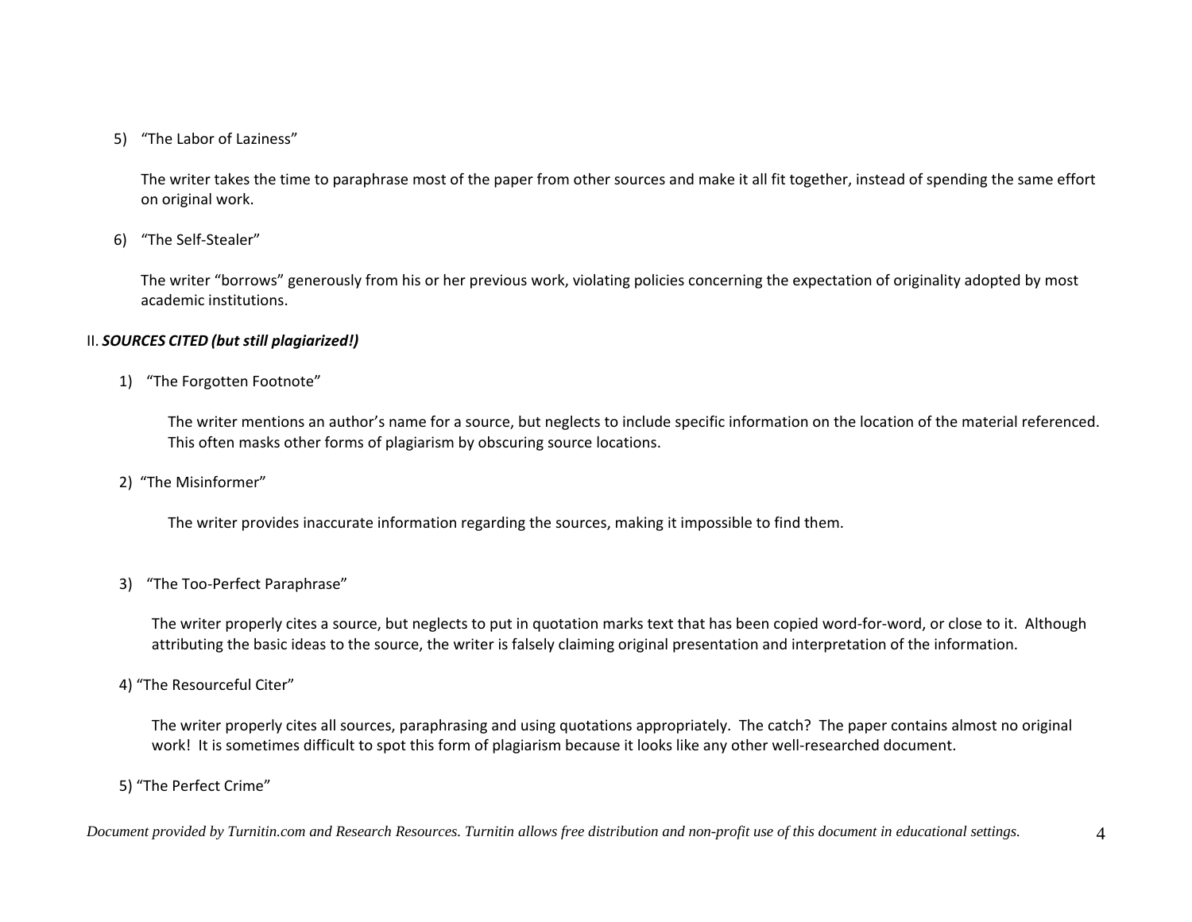5) "The Labor of Laziness"

   The writer takes the time to paraphrase most of the paper from other sources and make it all fit together, instead of spending the same effort on original work.

6) "The Self-Stealer"

   The writer "borrows" generously from his or her previous work, violating policies concerning the expectation of originality adopted by most academic institutions.

II. ***SOURCES CITED (but still plagiarized!)***

1) "The Forgotten Footnote"

   The writer mentions an author's name for a source, but neglects to include specific information on the location of the material referenced. This often masks other forms of plagiarism by obscuring source locations.

2) "The Misinformer"

   The writer provides inaccurate information regarding the sources, making it impossible to find them.

3) "The Too-Perfect Paraphrase"

   The writer properly cites a source, but neglects to put in quotation marks text that has been copied word-for-word, or close to it. Although attributing the basic ideas to the source, the writer is falsely claiming original presentation and interpretation of the information.

4) "The Resourceful Citer"

   The writer properly cites all sources, paraphrasing and using quotations appropriately. The catch? The paper contains almost no original work! It is sometimes difficult to spot this form of plagiarism because it looks like any other well-researched document.

5) "The Perfect Crime"

*Document provided by Turnitin.com and Research Resources. Turnitin allows free distribution and non-profit use of this document in educational settings.*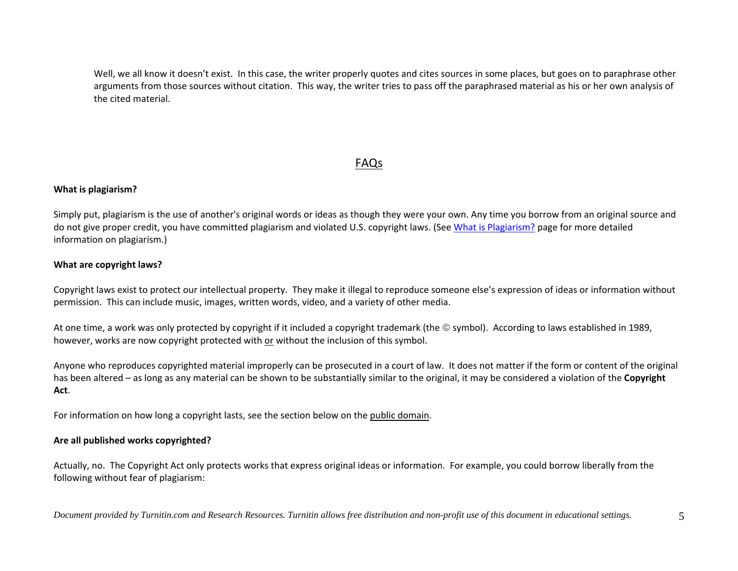Well, we all know it doesn't exist. In this case, the writer properly quotes and cites sources in some places, but goes on to paraphrase other arguments from those sources without citation. This way, the writer tries to pass off the paraphrased material as his or her own analysis of the cited material.

## FAQs

**What is plagiarism?**

Simply put, plagiarism is the use of another's original words or ideas as though they were your own. Any time you borrow from an original source and do not give proper credit, you have committed plagiarism and violated U.S. copyright laws. (See What is Plagiarism? page for more detailed information on plagiarism.)

**What are copyright laws?**

Copyright laws exist to protect our intellectual property. They make it illegal to reproduce someone else's expression of ideas or information without permission. This can include music, images, written words, video, and a variety of other media.

At one time, a work was only protected by copyright if it included a copyright trademark (the © symbol). According to laws established in 1989, however, works are now copyright protected with or without the inclusion of this symbol.

Anyone who reproduces copyrighted material improperly can be prosecuted in a court of law. It does not matter if the form or content of the original has been altered – as long as any material can be shown to be substantially similar to the original, it may be considered a violation of the **Copyright Act**.

For information on how long a copyright lasts, see the section below on the public domain.

**Are all published works copyrighted?**

Actually, no. The Copyright Act only protects works that express original ideas or information. For example, you could borrow liberally from the following without fear of plagiarism:

*Document provided by Turnitin.com and Research Resources. Turnitin allows free distribution and non-profit use of this document in educational settings.*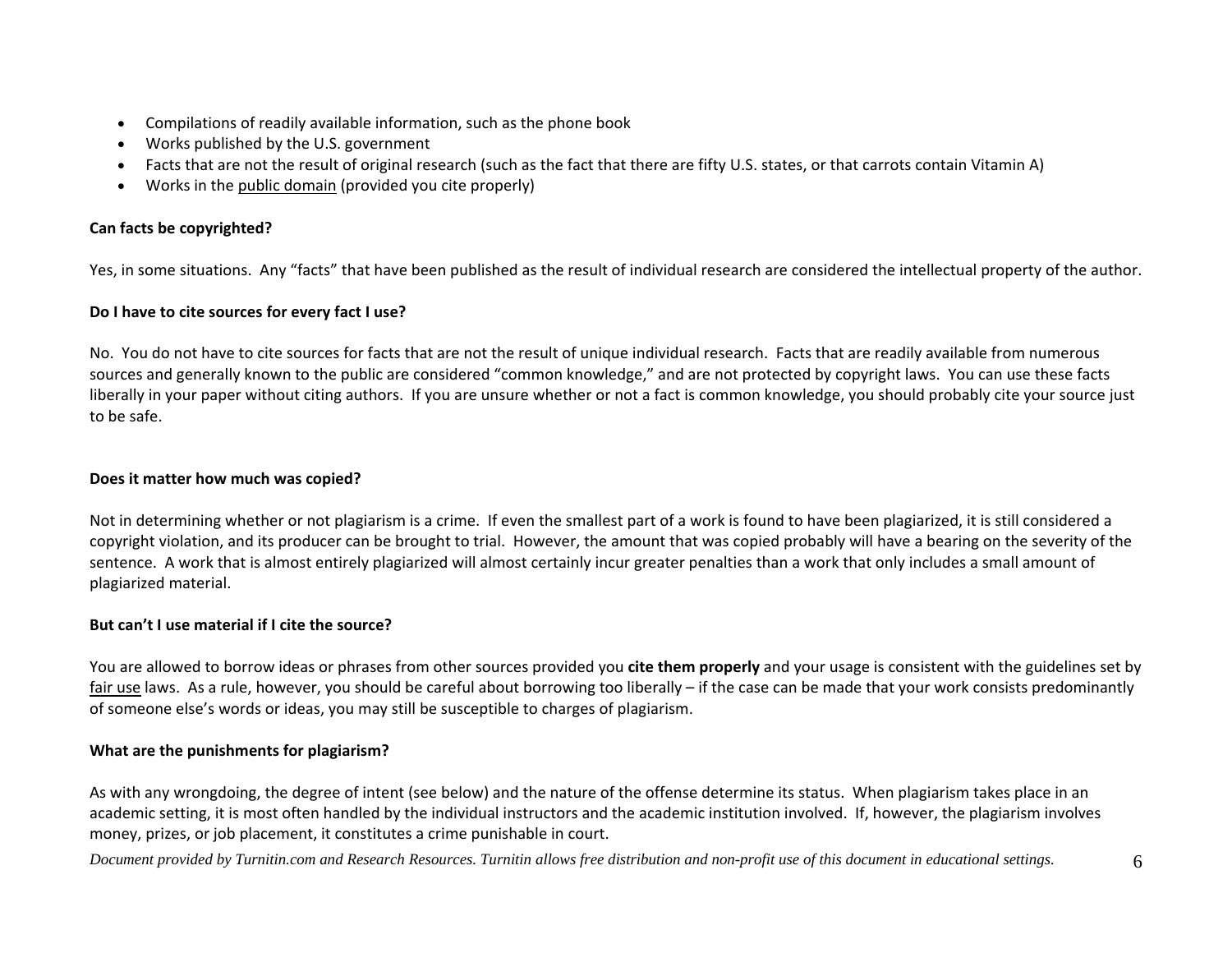- Compilations of readily available information, such as the phone book
- Works published by the U.S. government
- Facts that are not the result of original research (such as the fact that there are fifty U.S. states, or that carrots contain Vitamin A)
- Works in the public domain (provided you cite properly)

**Can facts be copyrighted?**

Yes, in some situations. Any "facts" that have been published as the result of individual research are considered the intellectual property of the author.

**Do I have to cite sources for every fact I use?**

No. You do not have to cite sources for facts that are not the result of unique individual research. Facts that are readily available from numerous sources and generally known to the public are considered "common knowledge," and are not protected by copyright laws. You can use these facts liberally in your paper without citing authors. If you are unsure whether or not a fact is common knowledge, you should probably cite your source just to be safe.

**Does it matter how much was copied?**

Not in determining whether or not plagiarism is a crime. If even the smallest part of a work is found to have been plagiarized, it is still considered a copyright violation, and its producer can be brought to trial. However, the amount that was copied probably will have a bearing on the severity of the sentence. A work that is almost entirely plagiarized will almost certainly incur greater penalties than a work that only includes a small amount of plagiarized material.

**But can't I use material if I cite the source?**

You are allowed to borrow ideas or phrases from other sources provided you **cite them properly** and your usage is consistent with the guidelines set by fair use laws. As a rule, however, you should be careful about borrowing too liberally – if the case can be made that your work consists predominantly of someone else's words or ideas, you may still be susceptible to charges of plagiarism.

**What are the punishments for plagiarism?**

As with any wrongdoing, the degree of intent (see below) and the nature of the offense determine its status. When plagiarism takes place in an academic setting, it is most often handled by the individual instructors and the academic institution involved. If, however, the plagiarism involves money, prizes, or job placement, it constitutes a crime punishable in court.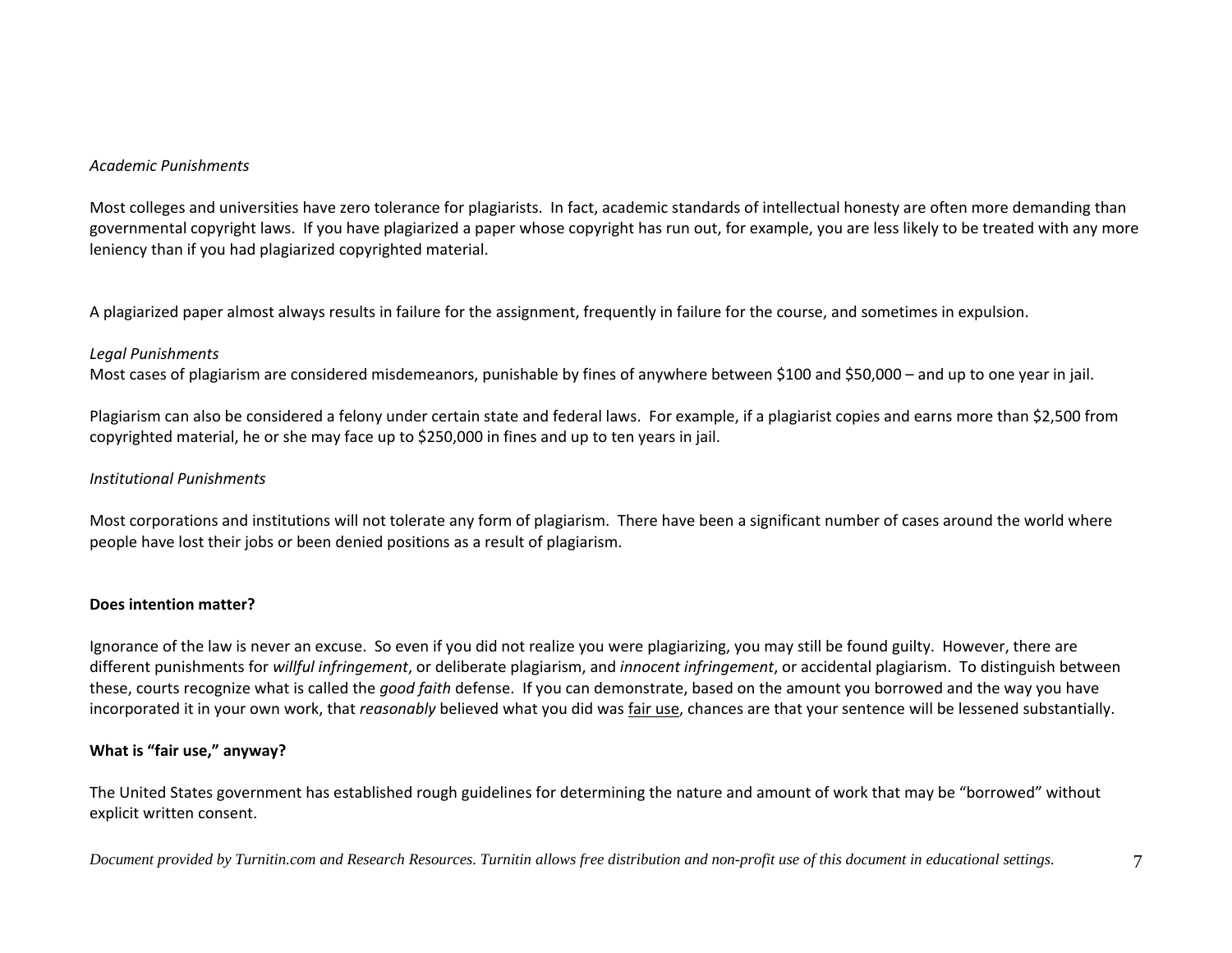*Academic Punishments*

Most colleges and universities have zero tolerance for plagiarists. In fact, academic standards of intellectual honesty are often more demanding than governmental copyright laws. If you have plagiarized a paper whose copyright has run out, for example, you are less likely to be treated with any more leniency than if you had plagiarized copyrighted material.

A plagiarized paper almost always results in failure for the assignment, frequently in failure for the course, and sometimes in expulsion.

*Legal Punishments*

Most cases of plagiarism are considered misdemeanors, punishable by fines of anywhere between $100 and $50,000 – and up to one year in jail.

Plagiarism can also be considered a felony under certain state and federal laws. For example, if a plagiarist copies and earns more than $2,500 from copyrighted material, he or she may face up to $250,000 in fines and up to ten years in jail.

*Institutional Punishments*

Most corporations and institutions will not tolerate any form of plagiarism. There have been a significant number of cases around the world where people have lost their jobs or been denied positions as a result of plagiarism.

**Does intention matter?**

Ignorance of the law is never an excuse. So even if you did not realize you were plagiarizing, you may still be found guilty. However, there are different punishments for *willful infringement*, or deliberate plagiarism, and *innocent infringement*, or accidental plagiarism. To distinguish between these, courts recognize what is called the *good faith* defense. If you can demonstrate, based on the amount you borrowed and the way you have incorporated it in your own work, that *reasonably* believed what you did was fair use, chances are that your sentence will be lessened substantially.

**What is "fair use," anyway?**

The United States government has established rough guidelines for determining the nature and amount of work that may be "borrowed" without explicit written consent.

*Document provided by Turnitin.com and Research Resources. Turnitin allows free distribution and non-profit use of this document in educational settings.*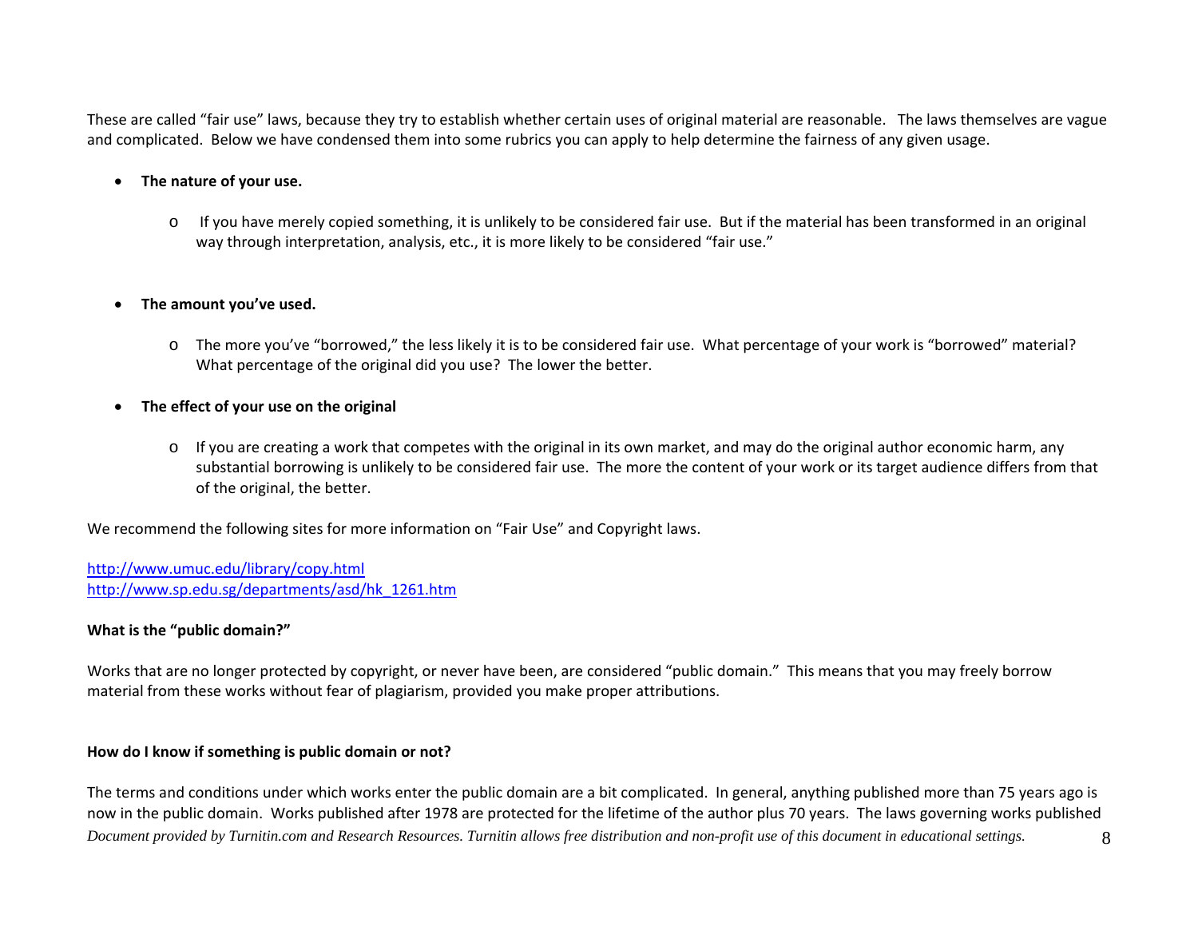These are called "fair use" laws, because they try to establish whether certain uses of original material are reasonable. The laws themselves are vague and complicated. Below we have condensed them into some rubrics you can apply to help determine the fairness of any given usage.

- **The nature of your use.**
    - If you have merely copied something, it is unlikely to be considered fair use. But if the material has been transformed in an original way through interpretation, analysis, etc., it is more likely to be considered "fair use."

- **The amount you've used.**
    - The more you've "borrowed," the less likely it is to be considered fair use. What percentage of your work is "borrowed" material? What percentage of the original did you use? The lower the better.

- **The effect of your use on the original**
    - If you are creating a work that competes with the original in its own market, and may do the original author economic harm, any substantial borrowing is unlikely to be considered fair use. The more the content of your work or its target audience differs from that of the original, the better.

We recommend the following sites for more information on "Fair Use" and Copyright laws.

http://www.umuc.edu/library/copy.html
http://www.sp.edu.sg/departments/asd/hk_1261.htm

**What is the "public domain?"**

Works that are no longer protected by copyright, or never have been, are considered "public domain." This means that you may freely borrow material from these works without fear of plagiarism, provided you make proper attributions.

**How do I know if something is public domain or not?**

The terms and conditions under which works enter the public domain are a bit complicated. In general, anything published more than 75 years ago is now in the public domain. Works published after 1978 are protected for the lifetime of the author plus 70 years. The laws governing works published

*Document provided by Turnitin.com and Research Resources. Turnitin allows free distribution and non-profit use of this document in educational settings.*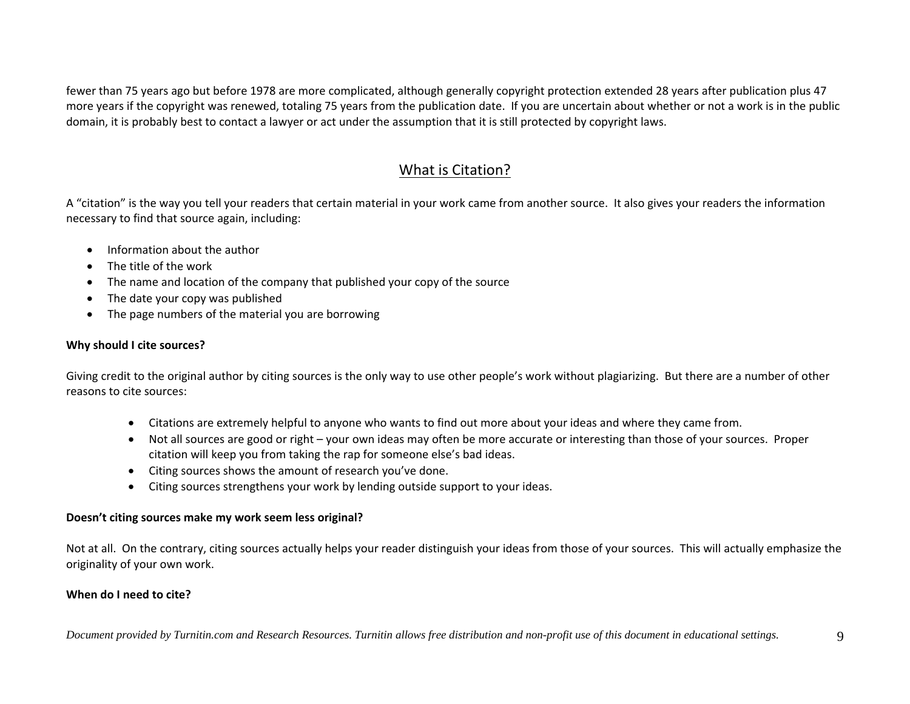fewer than 75 years ago but before 1978 are more complicated, although generally copyright protection extended 28 years after publication plus 47 more years if the copyright was renewed, totaling 75 years from the publication date. If you are uncertain about whether or not a work is in the public domain, it is probably best to contact a lawyer or act under the assumption that it is still protected by copyright laws.

## What is Citation?

A "citation" is the way you tell your readers that certain material in your work came from another source. It also gives your readers the information necessary to find that source again, including:

- Information about the author
- The title of the work
- The name and location of the company that published your copy of the source
- The date your copy was published
- The page numbers of the material you are borrowing

**Why should I cite sources?**

Giving credit to the original author by citing sources is the only way to use other people's work without plagiarizing. But there are a number of other reasons to cite sources:

- Citations are extremely helpful to anyone who wants to find out more about your ideas and where they came from.
- Not all sources are good or right – your own ideas may often be more accurate or interesting than those of your sources. Proper citation will keep you from taking the rap for someone else's bad ideas.
- Citing sources shows the amount of research you've done.
- Citing sources strengthens your work by lending outside support to your ideas.

**Doesn't citing sources make my work seem less original?**

Not at all. On the contrary, citing sources actually helps your reader distinguish your ideas from those of your sources. This will actually emphasize the originality of your own work.

**When do I need to cite?**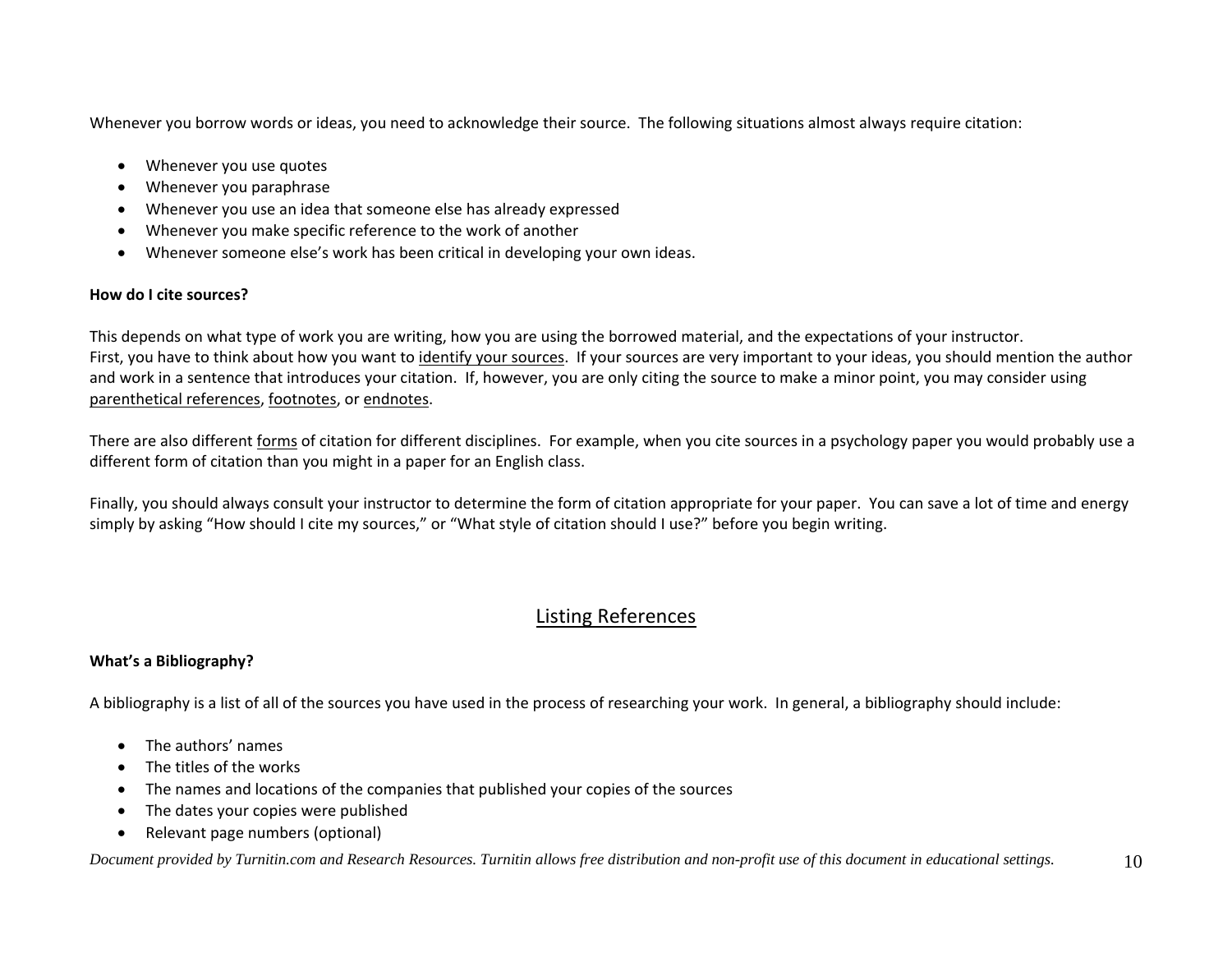Whenever you borrow words or ideas, you need to acknowledge their source. The following situations almost always require citation:

- Whenever you use quotes
- Whenever you paraphrase
- Whenever you use an idea that someone else has already expressed
- Whenever you make specific reference to the work of another
- Whenever someone else's work has been critical in developing your own ideas.

**How do I cite sources?**

This depends on what type of work you are writing, how you are using the borrowed material, and the expectations of your instructor.
First, you have to think about how you want to identify your sources. If your sources are very important to your ideas, you should mention the author and work in a sentence that introduces your citation. If, however, you are only citing the source to make a minor point, you may consider using parenthetical references, footnotes, or endnotes.

There are also different forms of citation for different disciplines. For example, when you cite sources in a psychology paper you would probably use a different form of citation than you might in a paper for an English class.

Finally, you should always consult your instructor to determine the form of citation appropriate for your paper. You can save a lot of time and energy simply by asking "How should I cite my sources," or "What style of citation should I use?" before you begin writing.

## Listing References

**What's a Bibliography?**

A bibliography is a list of all of the sources you have used in the process of researching your work. In general, a bibliography should include:

- The authors' names
- The titles of the works
- The names and locations of the companies that published your copies of the sources
- The dates your copies were published
- Relevant page numbers (optional)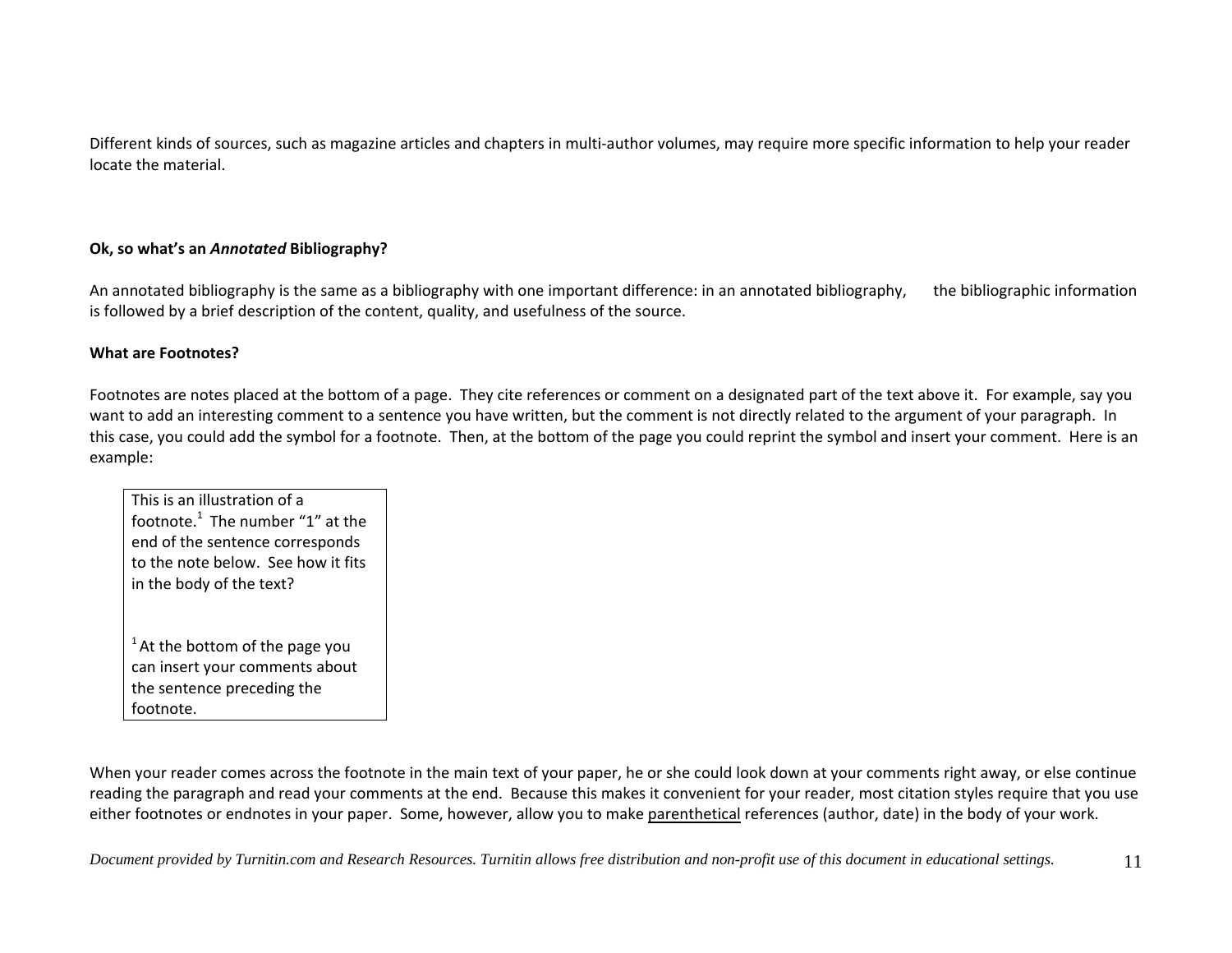Different kinds of sources, such as magazine articles and chapters in multi-author volumes, may require more specific information to help your reader locate the material.

**Ok, so what's an *Annotated* Bibliography?**

An annotated bibliography is the same as a bibliography with one important difference: in an annotated bibliography, the bibliographic information is followed by a brief description of the content, quality, and usefulness of the source.

**What are Footnotes?**

Footnotes are notes placed at the bottom of a page. They cite references or comment on a designated part of the text above it. For example, say you want to add an interesting comment to a sentence you have written, but the comment is not directly related to the argument of your paragraph. In this case, you could add the symbol for a footnote. Then, at the bottom of the page you could reprint the symbol and insert your comment. Here is an example:

> This is an illustration of a footnote.[1] The number "1" at the end of the sentence corresponds to the note below. See how it fits in the body of the text?
>
> [1] At the bottom of the page you can insert your comments about the sentence preceding the footnote.

When your reader comes across the footnote in the main text of your paper, he or she could look down at your comments right away, or else continue reading the paragraph and read your comments at the end. Because this makes it convenient for your reader, most citation styles require that you use either footnotes or endnotes in your paper. Some, however, allow you to make <u>parenthetical</u> references (author, date) in the body of your work.

*Document provided by Turnitin.com and Research Resources. Turnitin allows free distribution and non-profit use of this document in educational settings.*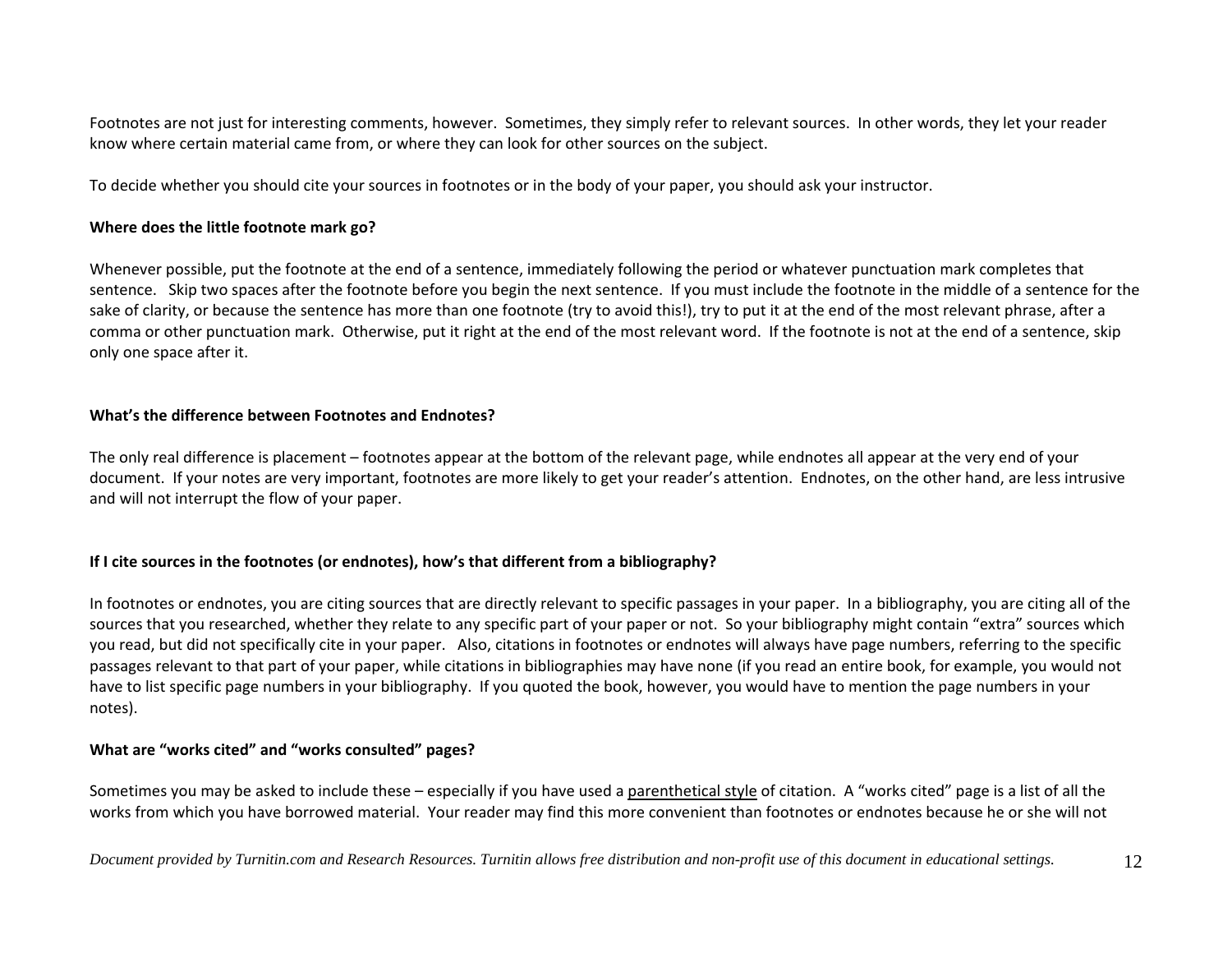Footnotes are not just for interesting comments, however. Sometimes, they simply refer to relevant sources. In other words, they let your reader know where certain material came from, or where they can look for other sources on the subject.

To decide whether you should cite your sources in footnotes or in the body of your paper, you should ask your instructor.

**Where does the little footnote mark go?**

Whenever possible, put the footnote at the end of a sentence, immediately following the period or whatever punctuation mark completes that sentence. Skip two spaces after the footnote before you begin the next sentence. If you must include the footnote in the middle of a sentence for the sake of clarity, or because the sentence has more than one footnote (try to avoid this!), try to put it at the end of the most relevant phrase, after a comma or other punctuation mark. Otherwise, put it right at the end of the most relevant word. If the footnote is not at the end of a sentence, skip only one space after it.

**What's the difference between Footnotes and Endnotes?**

The only real difference is placement – footnotes appear at the bottom of the relevant page, while endnotes all appear at the very end of your document. If your notes are very important, footnotes are more likely to get your reader's attention. Endnotes, on the other hand, are less intrusive and will not interrupt the flow of your paper.

**If I cite sources in the footnotes (or endnotes), how's that different from a bibliography?**

In footnotes or endnotes, you are citing sources that are directly relevant to specific passages in your paper. In a bibliography, you are citing all of the sources that you researched, whether they relate to any specific part of your paper or not. So your bibliography might contain "extra" sources which you read, but did not specifically cite in your paper. Also, citations in footnotes or endnotes will always have page numbers, referring to the specific passages relevant to that part of your paper, while citations in bibliographies may have none (if you read an entire book, for example, you would not have to list specific page numbers in your bibliography. If you quoted the book, however, you would have to mention the page numbers in your notes).

**What are "works cited" and "works consulted" pages?**

Sometimes you may be asked to include these – especially if you have used a parenthetical style of citation. A "works cited" page is a list of all the works from which you have borrowed material. Your reader may find this more convenient than footnotes or endnotes because he or she will not

*Document provided by Turnitin.com and Research Resources. Turnitin allows free distribution and non-profit use of this document in educational settings.*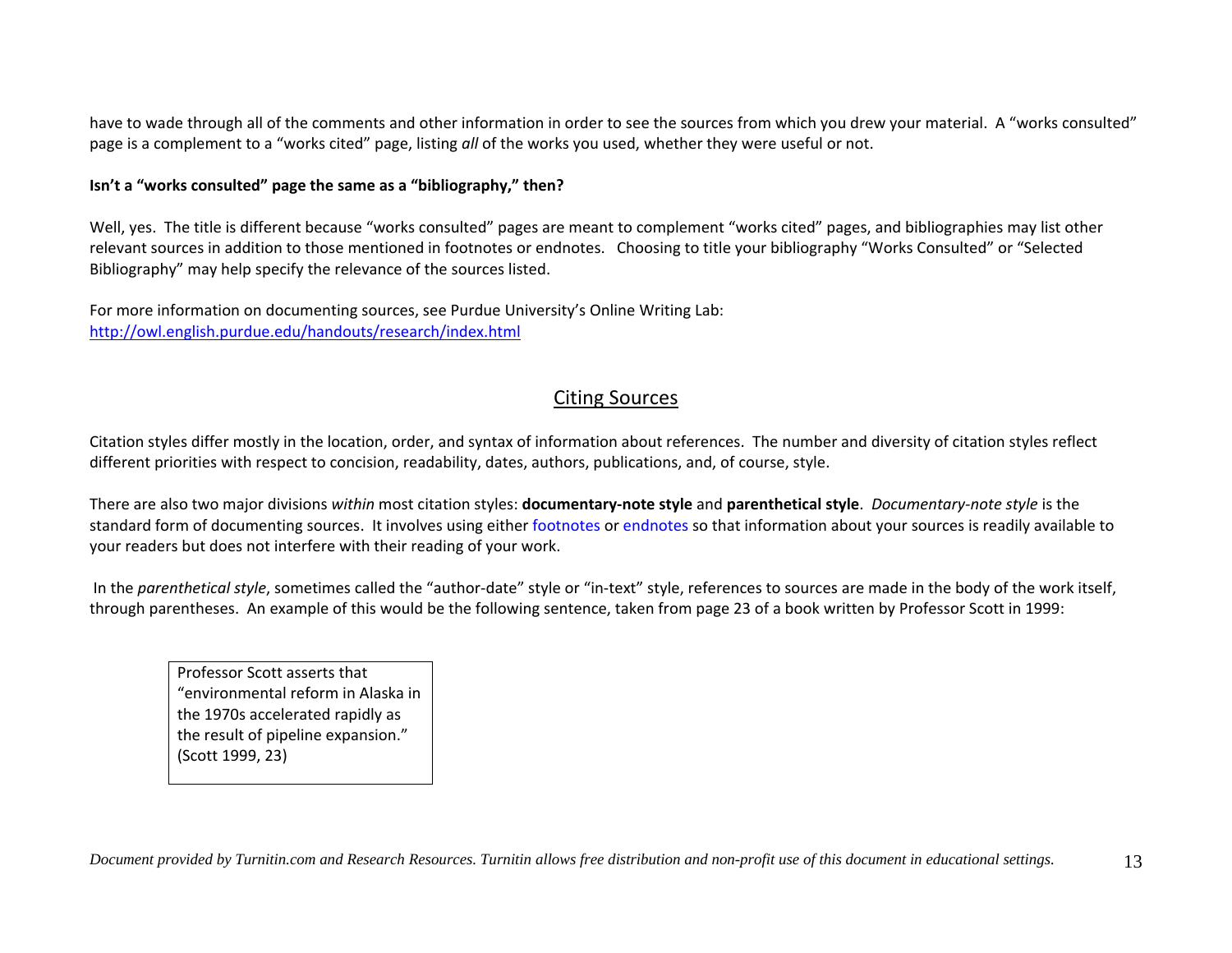have to wade through all of the comments and other information in order to see the sources from which you drew your material. A "works consulted" page is a complement to a "works cited" page, listing *all* of the works you used, whether they were useful or not.

**Isn't a "works consulted" page the same as a "bibliography," then?**

Well, yes. The title is different because "works consulted" pages are meant to complement "works cited" pages, and bibliographies may list other relevant sources in addition to those mentioned in footnotes or endnotes. Choosing to title your bibliography "Works Consulted" or "Selected Bibliography" may help specify the relevance of the sources listed.

For more information on documenting sources, see Purdue University's Online Writing Lab: [http://owl.english.purdue.edu/handouts/research/index.html](http://owl.english.purdue.edu/handouts/research/index.html)

## Citing Sources

Citation styles differ mostly in the location, order, and syntax of information about references. The number and diversity of citation styles reflect different priorities with respect to concision, readability, dates, authors, publications, and, of course, style.

There are also two major divisions *within* most citation styles: **documentary-note style** and **parenthetical style**. *Documentary-note style* is the standard form of documenting sources. It involves using either footnotes or endnotes so that information about your sources is readily available to your readers but does not interfere with their reading of your work.

In the *parenthetical style*, sometimes called the "author-date" style or "in-text" style, references to sources are made in the body of the work itself, through parentheses. An example of this would be the following sentence, taken from page 23 of a book written by Professor Scott in 1999:

> Professor Scott asserts that "environmental reform in Alaska in the 1970s accelerated rapidly as the result of pipeline expansion." (Scott 1999, 23)

*Document provided by Turnitin.com and Research Resources. Turnitin allows free distribution and non-profit use of this document in educational settings.*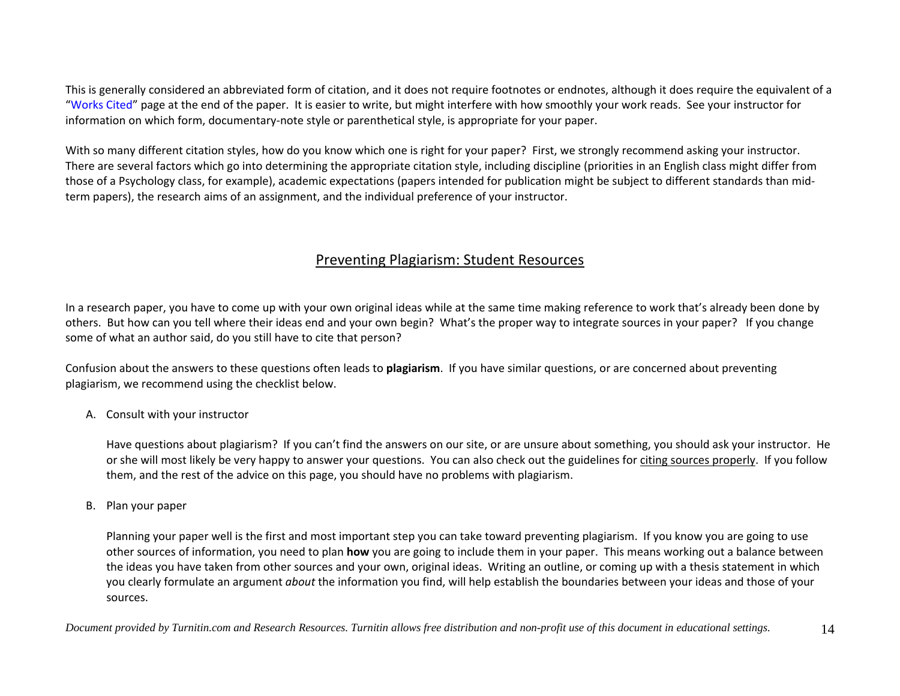This is generally considered an abbreviated form of citation, and it does not require footnotes or endnotes, although it does require the equivalent of a "Works Cited" page at the end of the paper. It is easier to write, but might interfere with how smoothly your work reads. See your instructor for information on which form, documentary-note style or parenthetical style, is appropriate for your paper.

With so many different citation styles, how do you know which one is right for your paper? First, we strongly recommend asking your instructor. There are several factors which go into determining the appropriate citation style, including discipline (priorities in an English class might differ from those of a Psychology class, for example), academic expectations (papers intended for publication might be subject to different standards than mid-term papers), the research aims of an assignment, and the individual preference of your instructor.

## Preventing Plagiarism: Student Resources

In a research paper, you have to come up with your own original ideas while at the same time making reference to work that's already been done by others. But how can you tell where their ideas end and your own begin? What's the proper way to integrate sources in your paper? If you change some of what an author said, do you still have to cite that person?

Confusion about the answers to these questions often leads to **plagiarism**. If you have similar questions, or are concerned about preventing plagiarism, we recommend using the checklist below.

A. Consult with your instructor

   Have questions about plagiarism? If you can't find the answers on our site, or are unsure about something, you should ask your instructor. He or she will most likely be very happy to answer your questions. You can also check out the guidelines for citing sources properly. If you follow them, and the rest of the advice on this page, you should have no problems with plagiarism.

B. Plan your paper

   Planning your paper well is the first and most important step you can take toward preventing plagiarism. If you know you are going to use other sources of information, you need to plan **how** you are going to include them in your paper. This means working out a balance between the ideas you have taken from other sources and your own, original ideas. Writing an outline, or coming up with a thesis statement in which you clearly formulate an argument *about* the information you find, will help establish the boundaries between your ideas and those of your sources.

*Document provided by Turnitin.com and Research Resources. Turnitin allows free distribution and non-profit use of this document in educational settings.*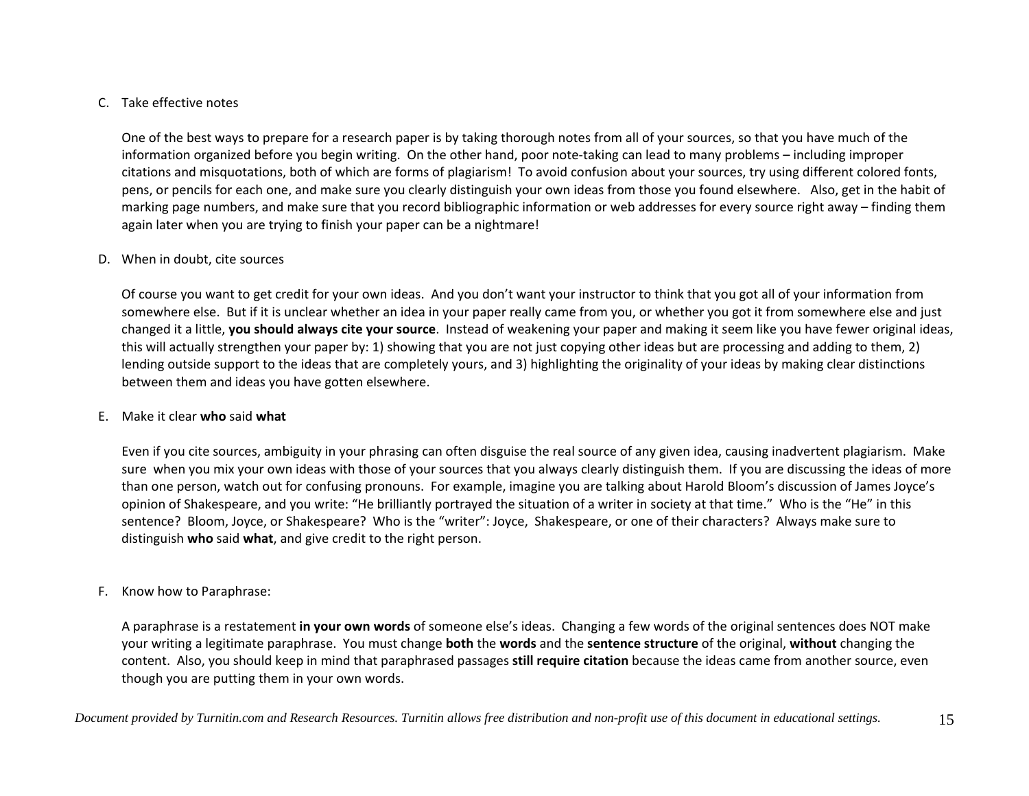C. Take effective notes

One of the best ways to prepare for a research paper is by taking thorough notes from all of your sources, so that you have much of the information organized before you begin writing. On the other hand, poor note-taking can lead to many problems – including improper citations and misquotations, both of which are forms of plagiarism! To avoid confusion about your sources, try using different colored fonts, pens, or pencils for each one, and make sure you clearly distinguish your own ideas from those you found elsewhere. Also, get in the habit of marking page numbers, and make sure that you record bibliographic information or web addresses for every source right away – finding them again later when you are trying to finish your paper can be a nightmare!

D. When in doubt, cite sources

Of course you want to get credit for your own ideas. And you don't want your instructor to think that you got all of your information from somewhere else. But if it is unclear whether an idea in your paper really came from you, or whether you got it from somewhere else and just changed it a little, **you should always cite your source**. Instead of weakening your paper and making it seem like you have fewer original ideas, this will actually strengthen your paper by: 1) showing that you are not just copying other ideas but are processing and adding to them, 2) lending outside support to the ideas that are completely yours, and 3) highlighting the originality of your ideas by making clear distinctions between them and ideas you have gotten elsewhere.

E. Make it clear **who** said **what**

Even if you cite sources, ambiguity in your phrasing can often disguise the real source of any given idea, causing inadvertent plagiarism. Make sure when you mix your own ideas with those of your sources that you always clearly distinguish them. If you are discussing the ideas of more than one person, watch out for confusing pronouns. For example, imagine you are talking about Harold Bloom's discussion of James Joyce's opinion of Shakespeare, and you write: "He brilliantly portrayed the situation of a writer in society at that time." Who is the "He" in this sentence? Bloom, Joyce, or Shakespeare? Who is the "writer": Joyce, Shakespeare, or one of their characters? Always make sure to distinguish **who** said **what**, and give credit to the right person.

F. Know how to Paraphrase:

A paraphrase is a restatement **in your own words** of someone else's ideas. Changing a few words of the original sentences does NOT make your writing a legitimate paraphrase. You must change **both** the **words** and the **sentence structure** of the original, **without** changing the content. Also, you should keep in mind that paraphrased passages **still require citation** because the ideas came from another source, even though you are putting them in your own words.

*Document provided by Turnitin.com and Research Resources. Turnitin allows free distribution and non-profit use of this document in educational settings.*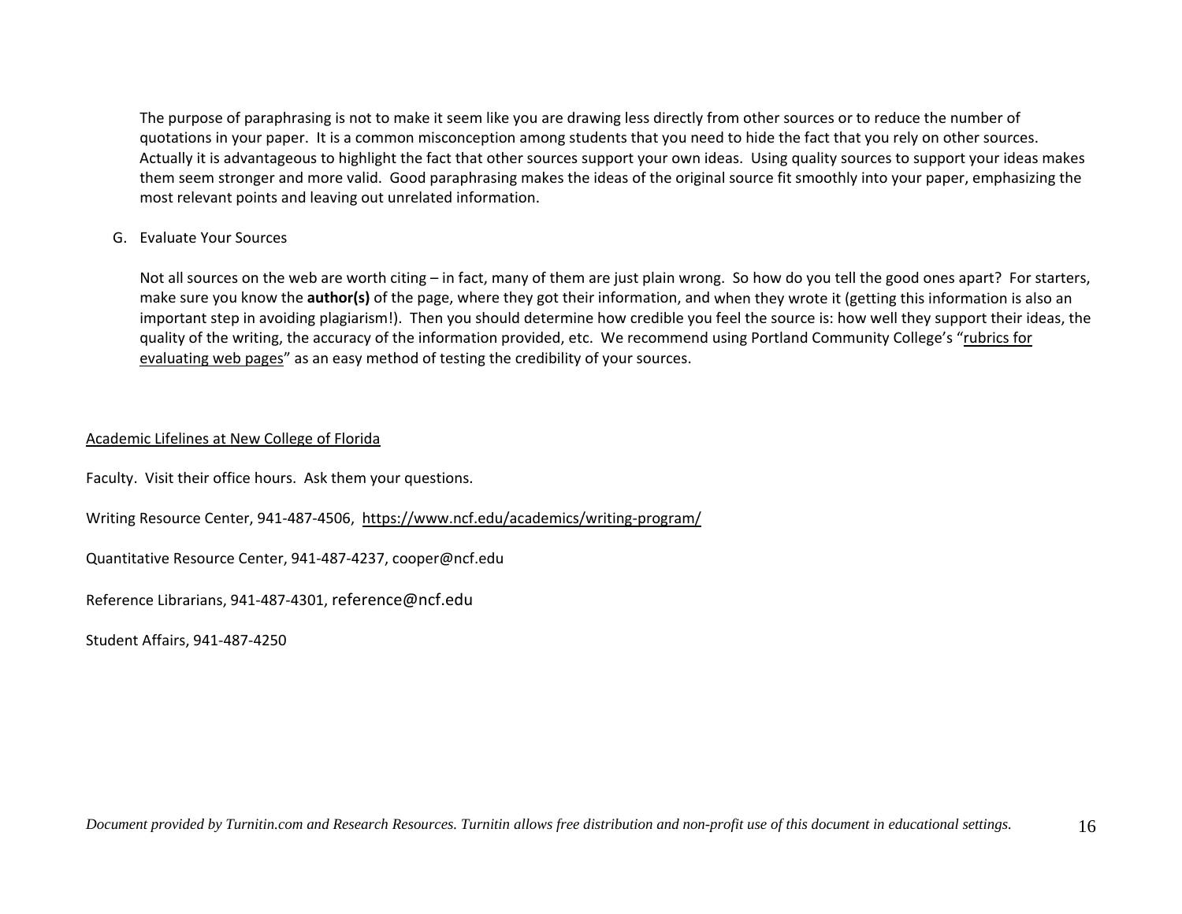The purpose of paraphrasing is not to make it seem like you are drawing less directly from other sources or to reduce the number of quotations in your paper. It is a common misconception among students that you need to hide the fact that you rely on other sources. Actually it is advantageous to highlight the fact that other sources support your own ideas. Using quality sources to support your ideas makes them seem stronger and more valid. Good paraphrasing makes the ideas of the original source fit smoothly into your paper, emphasizing the most relevant points and leaving out unrelated information.

G. Evaluate Your Sources

Not all sources on the web are worth citing – in fact, many of them are just plain wrong. So how do you tell the good ones apart? For starters, make sure you know the **author(s)** of the page, where they got their information, and when they wrote it (getting this information is also an important step in avoiding plagiarism!). Then you should determine how credible you feel the source is: how well they support their ideas, the quality of the writing, the accuracy of the information provided, etc. We recommend using Portland Community College's "rubrics for evaluating web pages" as an easy method of testing the credibility of your sources.

Academic Lifelines at New College of Florida

Faculty. Visit their office hours. Ask them your questions.

Writing Resource Center, 941-487-4506, https://www.ncf.edu/academics/writing-program/

Quantitative Resource Center, 941-487-4237, cooper@ncf.edu

Reference Librarians, 941-487-4301, reference@ncf.edu

Student Affairs, 941-487-4250

*Document provided by Turnitin.com and Research Resources. Turnitin allows free distribution and non-profit use of this document in educational settings.*